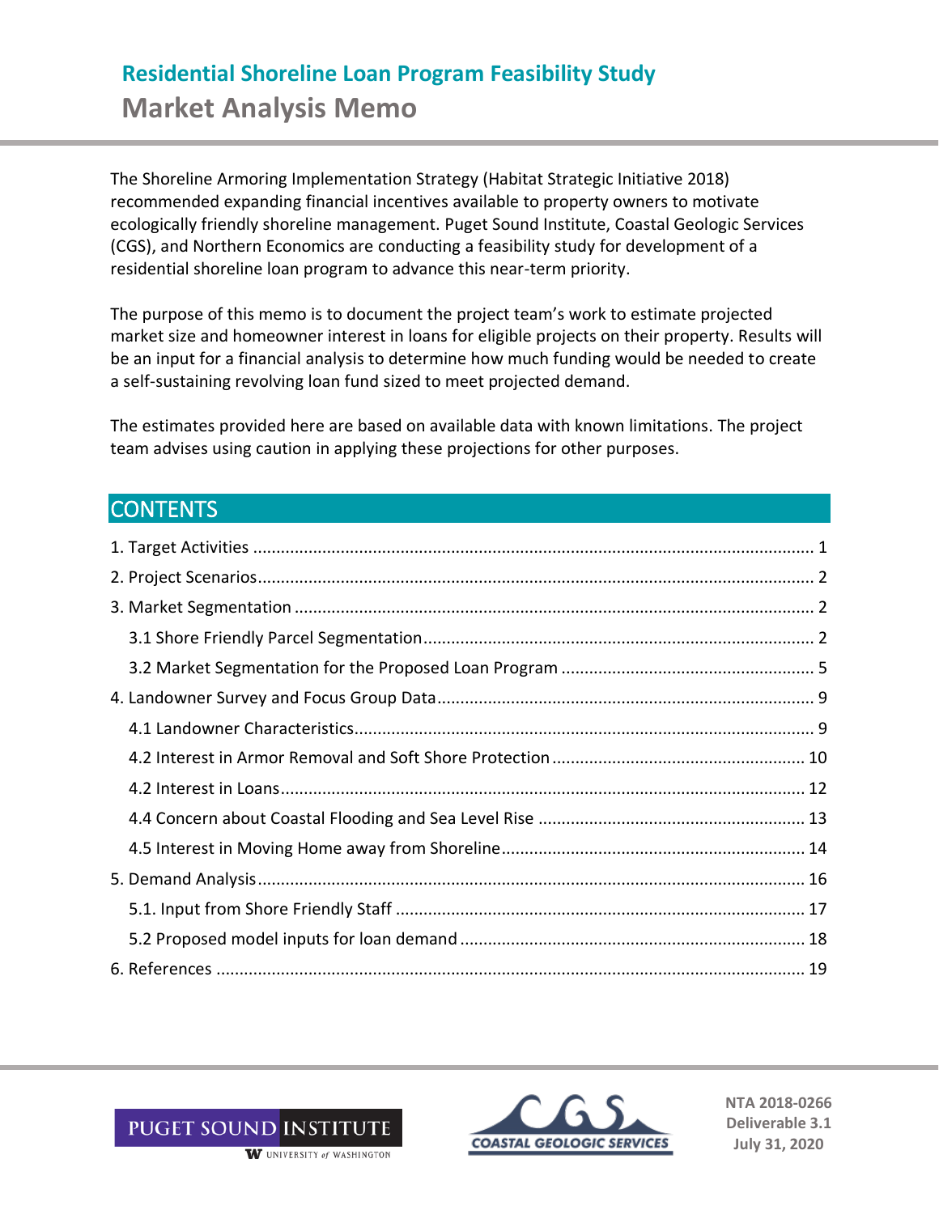# Residential Shoreline Loan Program Feasibility Study

## Market Analysis Memo

The Shoreline Armoring Implementation Strategy (Habitat Strategic Initiative 2018) recommended expanding financial incentives available to property owners to motivate ecologically friendly shoreline management. Puget Sound Institute, Coastal Geologic Services (CGS), and Northern Economics are conducting a feasibility study for development of a residential shoreline loan program to advance this near-term priority.

The purpose of this memo is to document the project team's work to estimate projected market size and homeowner interest in loans for eligible projects on their property. Results will be an input for a financial analysis to determine how much funding would be needed to create a self-sustaining revolving loan fund sized to meet projected demand.

The estimates provided here are based on available data with known limitations. The project team advises using caution in applying these projections for other purposes.

## CONTENTS

1. Target Activities ..... 1
2. Project Scenarios ..... 2
3. Market Segmentation ..... 2
   - 3.1 Shore Friendly Parcel Segmentation ..... 2
   - 3.2 Market Segmentation for the Proposed Loan Program ..... 5
4. Landowner Survey and Focus Group Data ..... 9
   - 4.1 Landowner Characteristics ..... 9
   - 4.2 Interest in Armor Removal and Soft Shore Protection ..... 10
   - 4.2 Interest in Loans ..... 12
   - 4.4 Concern about Coastal Flooding and Sea Level Rise ..... 13
   - 4.5 Interest in Moving Home away from Shoreline ..... 14
5. Demand Analysis ..... 16
   - 5.1. Input from Shore Friendly Staff ..... 17
   - 5.2 Proposed model inputs for loan demand ..... 18
6. References ..... 19

PUGET SOUND INSTITUTE
UNIVERSITY of WASHINGTON

COASTAL GEOLOGIC SERVICES

NTA 2018-0266
Deliverable 3.1
July 31, 2020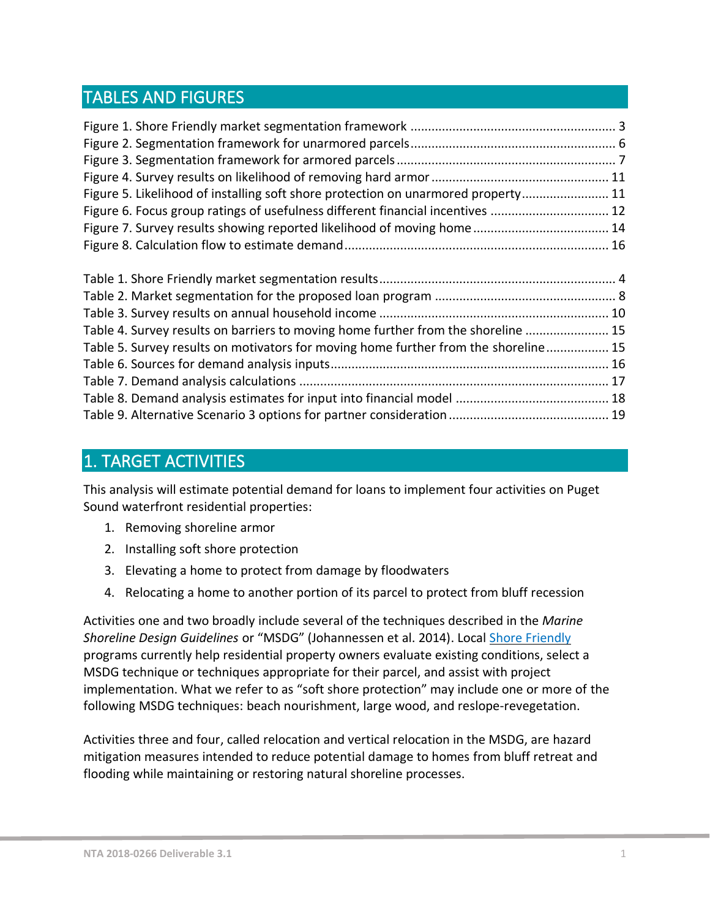## TABLES AND FIGURES

Figure 1. Shore Friendly market segmentation framework .......................................................... 3
Figure 2. Segmentation framework for unarmored parcels.......................................................... 6
Figure 3. Segmentation framework for armored parcels .............................................................. 7
Figure 4. Survey results on likelihood of removing hard armor .................................................. 11
Figure 5. Likelihood of installing soft shore protection on unarmored property......................... 11
Figure 6. Focus group ratings of usefulness different financial incentives ................................. 12
Figure 7. Survey results showing reported likelihood of moving home ....................................... 14
Figure 8. Calculation flow to estimate demand........................................................................... 16

Table 1. Shore Friendly market segmentation results................................................................... 4
Table 2. Market segmentation for the proposed loan program ................................................... 8
Table 3. Survey results on annual household income ................................................................. 10
Table 4. Survey results on barriers to moving home further from the shoreline ........................ 15
Table 5. Survey results on motivators for moving home further from the shoreline.................. 15
Table 6. Sources for demand analysis inputs............................................................................... 16
Table 7. Demand analysis calculations ........................................................................................ 17
Table 8. Demand analysis estimates for input into financial model ............................................ 18
Table 9. Alternative Scenario 3 options for partner consideration ............................................. 19

## 1. TARGET ACTIVITIES

This analysis will estimate potential demand for loans to implement four activities on Puget Sound waterfront residential properties:

1. Removing shoreline armor
2. Installing soft shore protection
3. Elevating a home to protect from damage by floodwaters
4. Relocating a home to another portion of its parcel to protect from bluff recession

Activities one and two broadly include several of the techniques described in the *Marine Shoreline Design Guidelines* or "MSDG" (Johannessen et al. 2014). Local Shore Friendly programs currently help residential property owners evaluate existing conditions, select a MSDG technique or techniques appropriate for their parcel, and assist with project implementation. What we refer to as "soft shore protection" may include one or more of the following MSDG techniques: beach nourishment, large wood, and reslope-revegetation.

Activities three and four, called relocation and vertical relocation in the MSDG, are hazard mitigation measures intended to reduce potential damage to homes from bluff retreat and flooding while maintaining or restoring natural shoreline processes.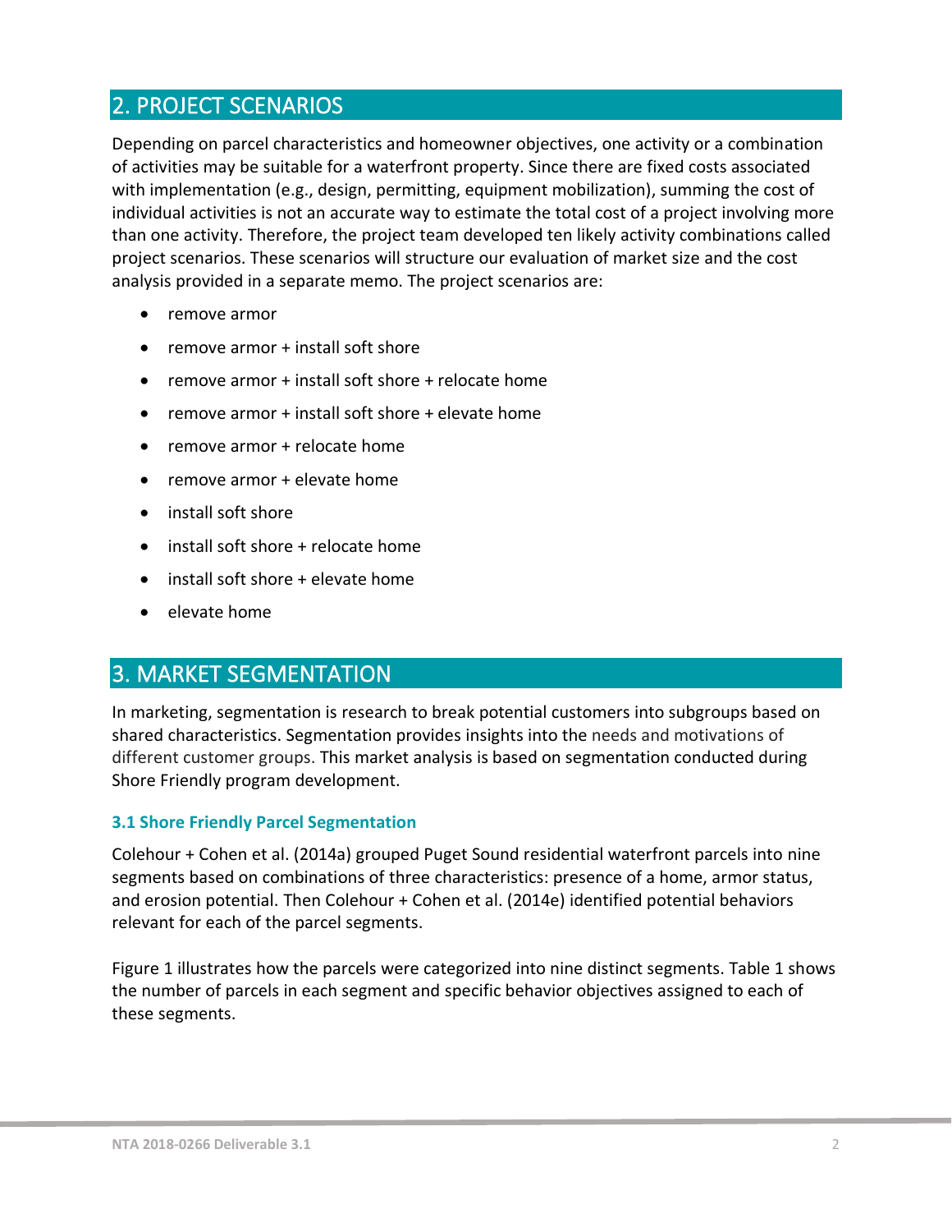## 2. PROJECT SCENARIOS

Depending on parcel characteristics and homeowner objectives, one activity or a combination of activities may be suitable for a waterfront property. Since there are fixed costs associated with implementation (e.g., design, permitting, equipment mobilization), summing the cost of individual activities is not an accurate way to estimate the total cost of a project involving more than one activity. Therefore, the project team developed ten likely activity combinations called project scenarios. These scenarios will structure our evaluation of market size and the cost analysis provided in a separate memo. The project scenarios are:

- remove armor
- remove armor + install soft shore
- remove armor + install soft shore + relocate home
- remove armor + install soft shore + elevate home
- remove armor + relocate home
- remove armor + elevate home
- install soft shore
- install soft shore + relocate home
- install soft shore + elevate home
- elevate home

## 3. MARKET SEGMENTATION

In marketing, segmentation is research to break potential customers into subgroups based on shared characteristics. Segmentation provides insights into the needs and motivations of different customer groups. This market analysis is based on segmentation conducted during Shore Friendly program development.

### 3.1 Shore Friendly Parcel Segmentation

Colehour + Cohen et al. (2014a) grouped Puget Sound residential waterfront parcels into nine segments based on combinations of three characteristics: presence of a home, armor status, and erosion potential. Then Colehour + Cohen et al. (2014e) identified potential behaviors relevant for each of the parcel segments.

Figure 1 illustrates how the parcels were categorized into nine distinct segments. Table 1 shows the number of parcels in each segment and specific behavior objectives assigned to each of these segments.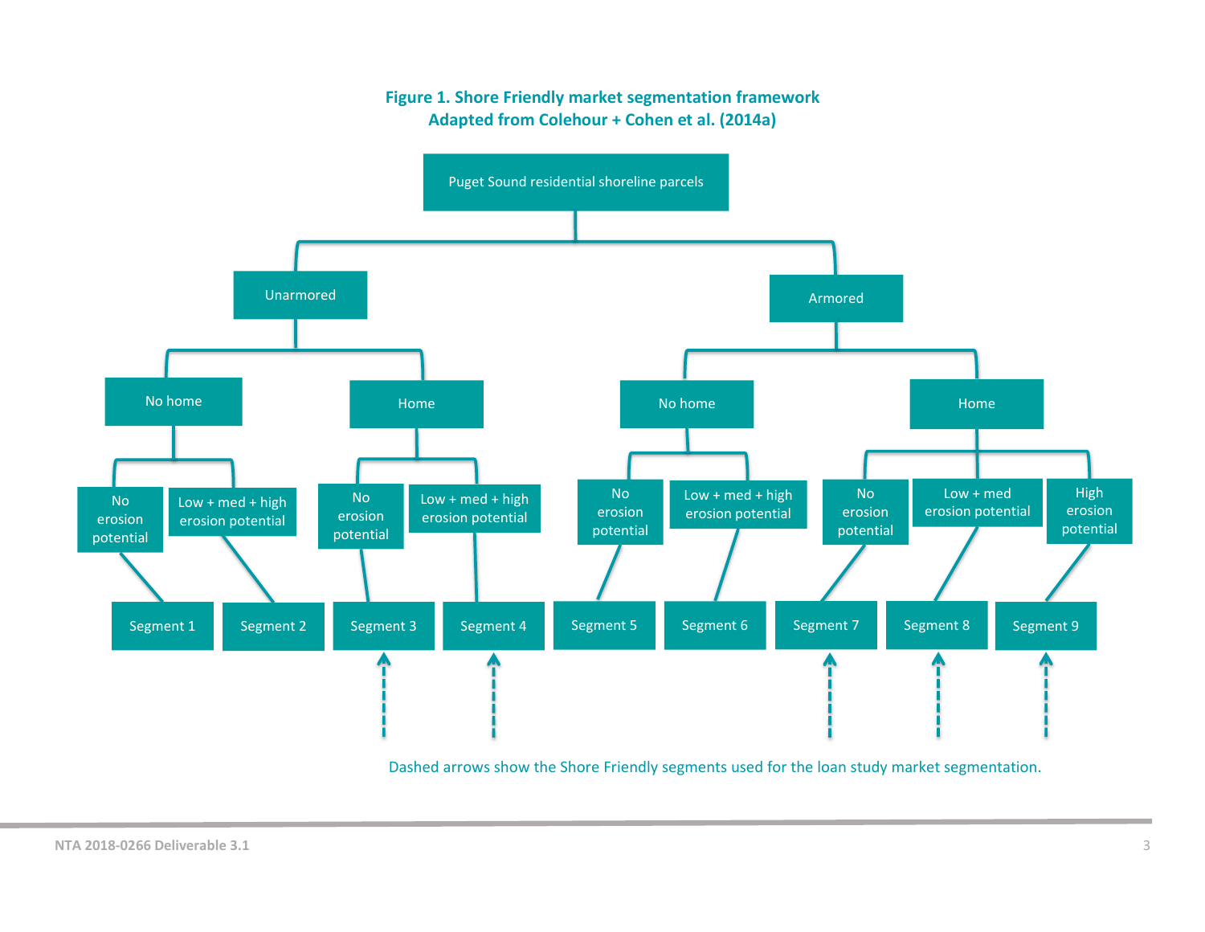**Figure 1. Shore Friendly market segmentation framework**
**Adapted from Colehour + Cohen et al. (2014a)**

- Puget Sound residential shoreline parcels
  - Unarmored
    - No home
      - No erosion potential → Segment 1
      - Low + med + high erosion potential → Segment 2
    - Home
      - No erosion potential → Segment 3
      - Low + med + high erosion potential → Segment 4
  - Armored
    - No home
      - No erosion potential → Segment 5
      - Low + med + high erosion potential → Segment 6
    - Home
      - No erosion potential → Segment 7
      - Low + med erosion potential → Segment 8
      - High erosion potential → Segment 9

Dashed arrows show the Shore Friendly segments used for the loan study market segmentation.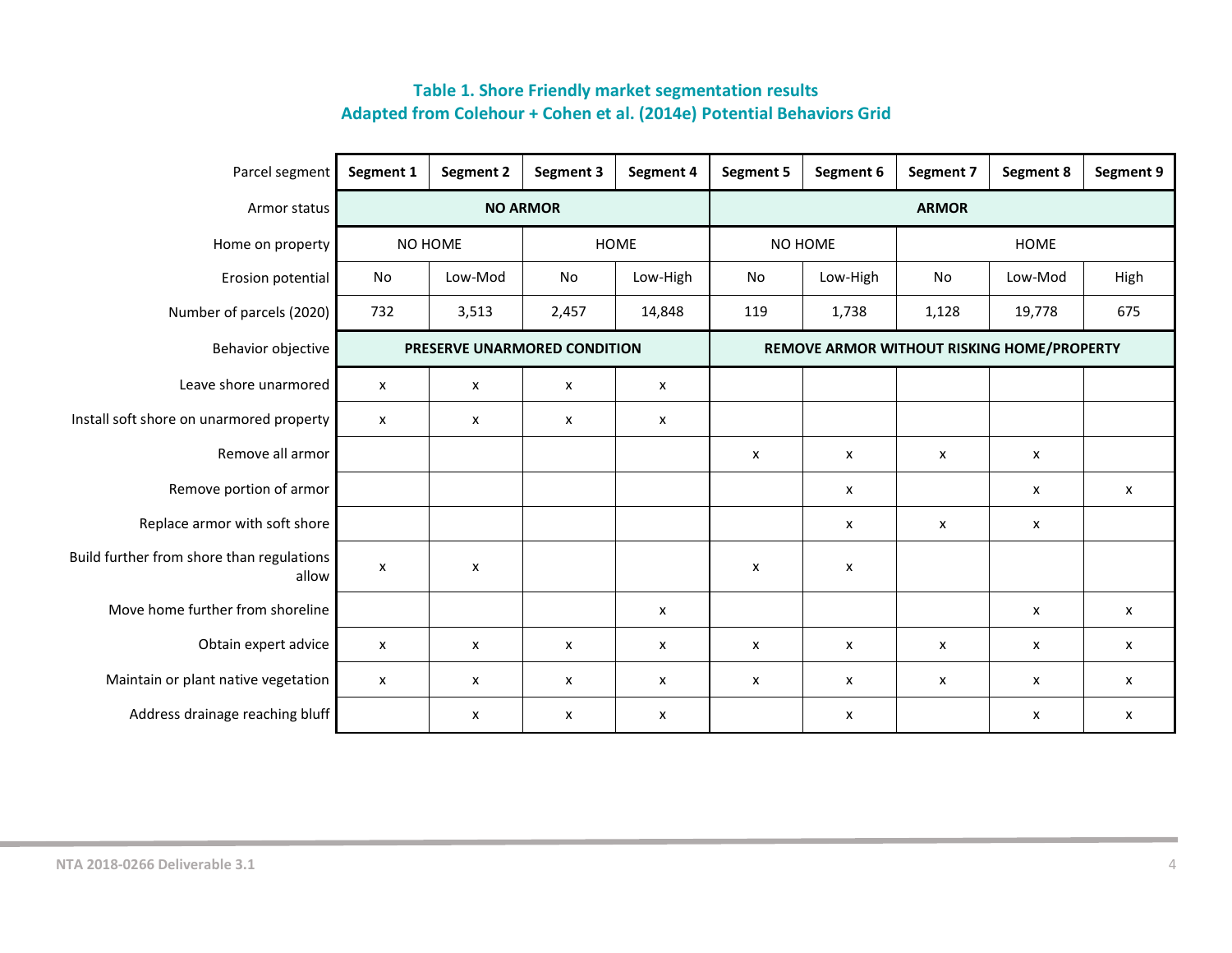**Table 1. Shore Friendly market segmentation results**
**Adapted from Colehour + Cohen et al. (2014e) Potential Behaviors Grid**

| Parcel segment | Segment 1 | Segment 2 | Segment 3 | Segment 4 | Segment 5 | Segment 6 | Segment 7 | Segment 8 | Segment 9 |
|---|---|---|---|---|---|---|---|---|---|
| Armor status | NO ARMOR | | | | ARMOR | | | | |
| Home on property | NO HOME | | HOME | | NO HOME | | HOME | | |
| Erosion potential | No | Low-Mod | No | Low-High | No | Low-High | No | Low-Mod | High |
| Number of parcels (2020) | 732 | 3,513 | 2,457 | 14,848 | 119 | 1,738 | 1,128 | 19,778 | 675 |
| Behavior objective | PRESERVE UNARMORED CONDITION | | | | REMOVE ARMOR WITHOUT RISKING HOME/PROPERTY | | | | |
| Leave shore unarmored | x | x | x | x | | | | | |
| Install soft shore on unarmored property | x | x | x | x | | | | | |
| Remove all armor | | | | | x | x | x | x | |
| Remove portion of armor | | | | | | x | | x | x |
| Replace armor with soft shore | | | | | | x | x | x | |
| Build further from shore than regulations allow | x | x | | | x | x | | | |
| Move home further from shoreline | | | | x | | | | x | x |
| Obtain expert advice | x | x | x | x | x | x | x | x | x |
| Maintain or plant native vegetation | x | x | x | x | x | x | x | x | x |
| Address drainage reaching bluff | | x | x | x | | x | | x | x |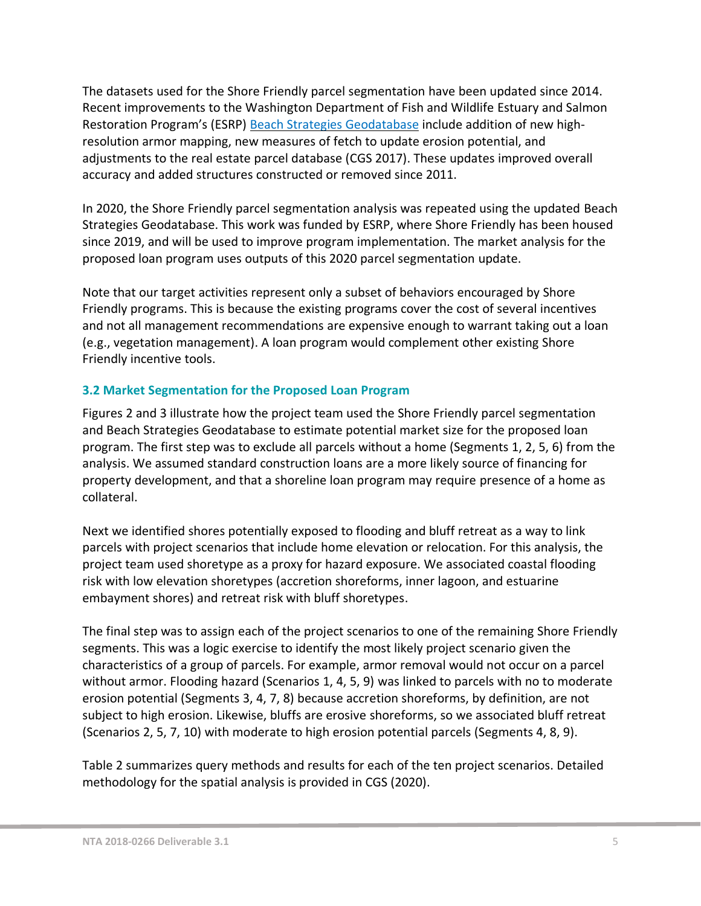The datasets used for the Shore Friendly parcel segmentation have been updated since 2014. Recent improvements to the Washington Department of Fish and Wildlife Estuary and Salmon Restoration Program's (ESRP) Beach Strategies Geodatabase include addition of new high-resolution armor mapping, new measures of fetch to update erosion potential, and adjustments to the real estate parcel database (CGS 2017). These updates improved overall accuracy and added structures constructed or removed since 2011.

In 2020, the Shore Friendly parcel segmentation analysis was repeated using the updated Beach Strategies Geodatabase. This work was funded by ESRP, where Shore Friendly has been housed since 2019, and will be used to improve program implementation. The market analysis for the proposed loan program uses outputs of this 2020 parcel segmentation update.

Note that our target activities represent only a subset of behaviors encouraged by Shore Friendly programs. This is because the existing programs cover the cost of several incentives and not all management recommendations are expensive enough to warrant taking out a loan (e.g., vegetation management). A loan program would complement other existing Shore Friendly incentive tools.

### 3.2 Market Segmentation for the Proposed Loan Program

Figures 2 and 3 illustrate how the project team used the Shore Friendly parcel segmentation and Beach Strategies Geodatabase to estimate potential market size for the proposed loan program. The first step was to exclude all parcels without a home (Segments 1, 2, 5, 6) from the analysis. We assumed standard construction loans are a more likely source of financing for property development, and that a shoreline loan program may require presence of a home as collateral.

Next we identified shores potentially exposed to flooding and bluff retreat as a way to link parcels with project scenarios that include home elevation or relocation. For this analysis, the project team used shoretype as a proxy for hazard exposure. We associated coastal flooding risk with low elevation shoretypes (accretion shoreforms, inner lagoon, and estuarine embayment shores) and retreat risk with bluff shoretypes.

The final step was to assign each of the project scenarios to one of the remaining Shore Friendly segments. This was a logic exercise to identify the most likely project scenario given the characteristics of a group of parcels. For example, armor removal would not occur on a parcel without armor. Flooding hazard (Scenarios 1, 4, 5, 9) was linked to parcels with no to moderate erosion potential (Segments 3, 4, 7, 8) because accretion shoreforms, by definition, are not subject to high erosion. Likewise, bluffs are erosive shoreforms, so we associated bluff retreat (Scenarios 2, 5, 7, 10) with moderate to high erosion potential parcels (Segments 4, 8, 9).

Table 2 summarizes query methods and results for each of the ten project scenarios. Detailed methodology for the spatial analysis is provided in CGS (2020).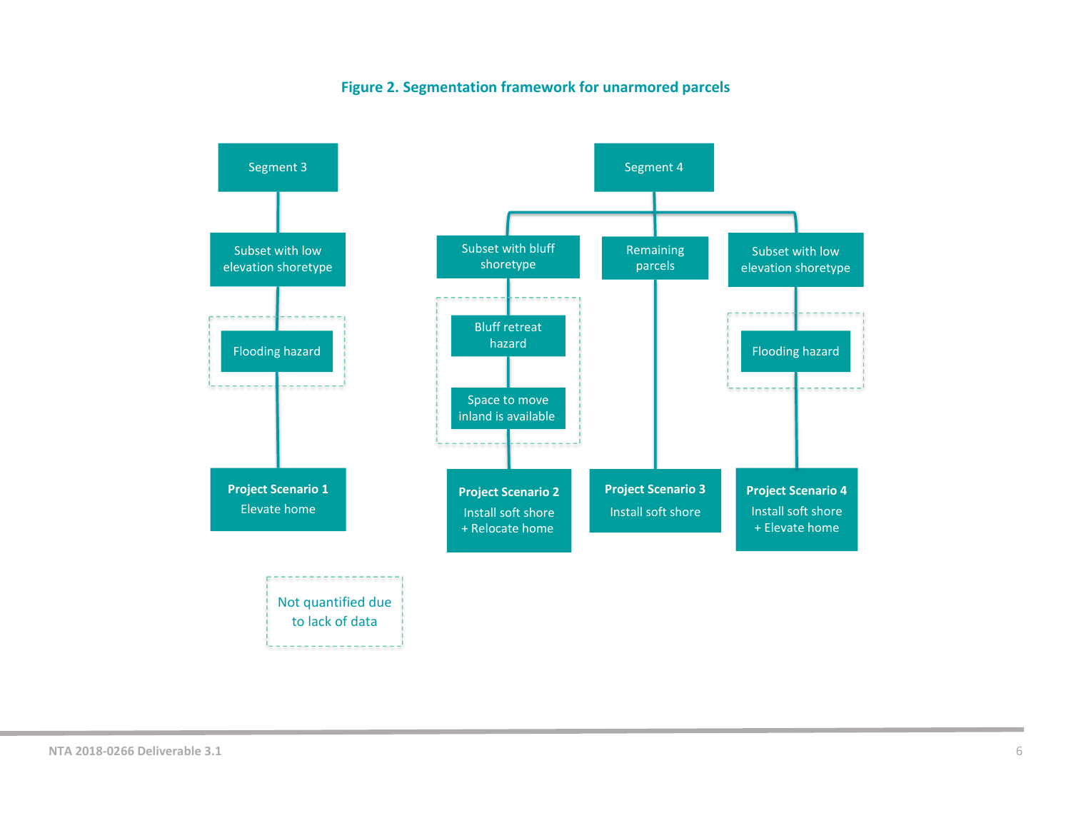**Figure 2. Segmentation framework for unarmored parcels**

- **Segment 3**
  - Subset with low elevation shoretype
    - Flooding hazard
      - **Project Scenario 1**: Elevate home
- **Segment 4**
  - Subset with bluff shoretype
    - Bluff retreat hazard
    - Space to move inland is available
      - **Project Scenario 2**: Install soft shore + Relocate home
  - Remaining parcels
    - **Project Scenario 3**: Install soft shore
  - Subset with low elevation shoretype
    - Flooding hazard
      - **Project Scenario 4**: Install soft shore + Elevate home

Dashed box (legend): Not quantified due to lack of data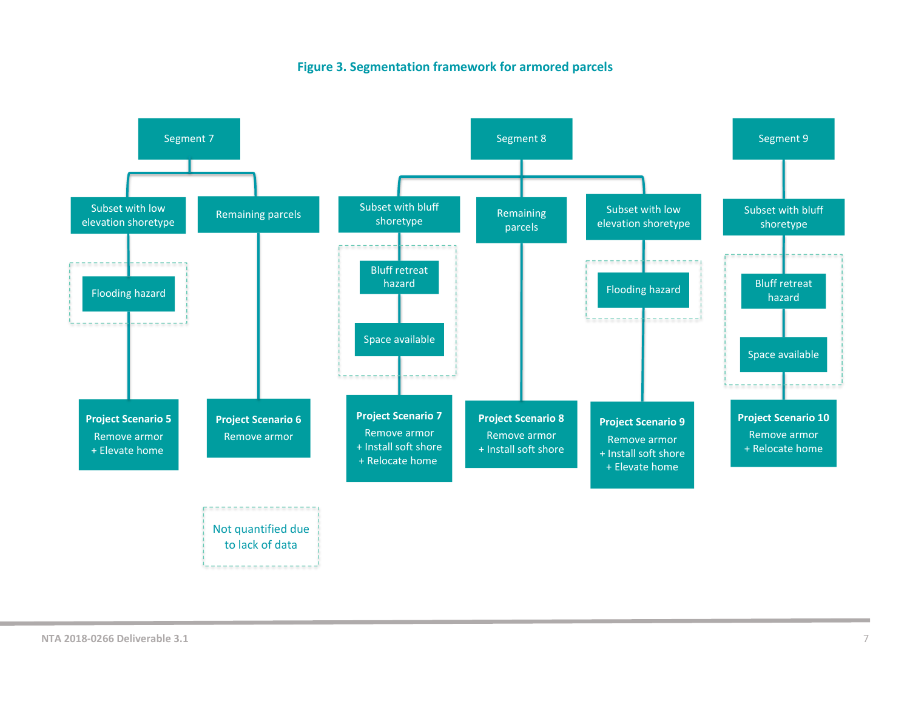**Figure 3. Segmentation framework for armored parcels**

**Segment 7**
- Subset with low elevation shoretype
  - Flooding hazard
    - **Project Scenario 5**: Remove armor + Elevate home
- Remaining parcels
  - **Project Scenario 6**: Remove armor
  - Not quantified due to lack of data

**Segment 8**
- Subset with bluff shoretype
  - Bluff retreat hazard
  - Space available
    - **Project Scenario 7**: Remove armor + Install soft shore + Relocate home
- Remaining parcels
  - **Project Scenario 8**: Remove armor + Install soft shore
- Subset with low elevation shoretype
  - Flooding hazard
    - **Project Scenario 9**: Remove armor + Install soft shore + Elevate home

**Segment 9**
- Subset with bluff shoretype
  - Bluff retreat hazard
  - Space available
    - **Project Scenario 10**: Remove armor + Relocate home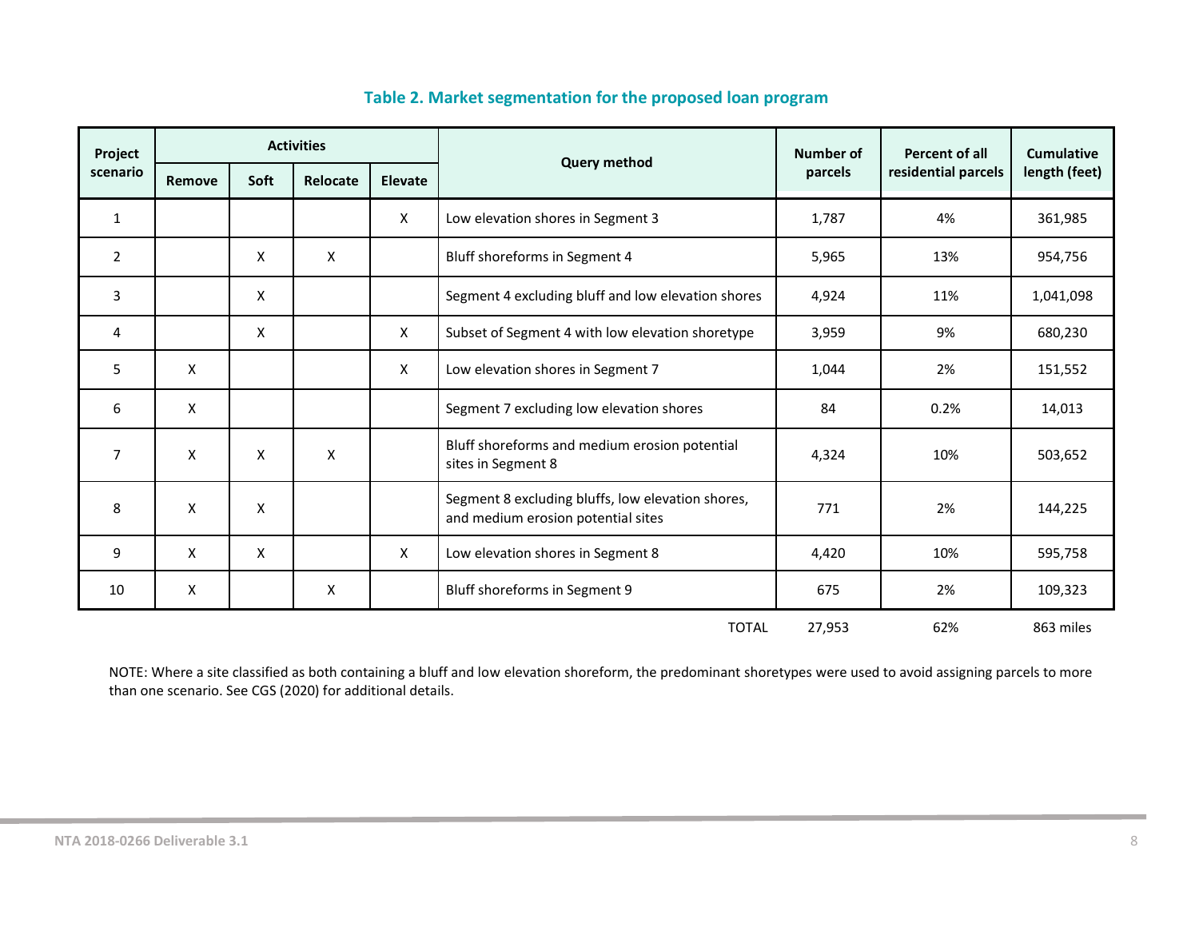**Table 2. Market segmentation for the proposed loan program**

| Project scenario | Activities | | | | Query method | Number of parcels | Percent of all residential parcels | Cumulative length (feet) |
|---|---|---|---|---|---|---|---|---|
| | Remove | Soft | Relocate | Elevate | | | | |
| 1 | | | | X | Low elevation shores in Segment 3 | 1,787 | 4% | 361,985 |
| 2 | | X | X | | Bluff shoreforms in Segment 4 | 5,965 | 13% | 954,756 |
| 3 | | X | | | Segment 4 excluding bluff and low elevation shores | 4,924 | 11% | 1,041,098 |
| 4 | | X | | X | Subset of Segment 4 with low elevation shoretype | 3,959 | 9% | 680,230 |
| 5 | X | | | X | Low elevation shores in Segment 7 | 1,044 | 2% | 151,552 |
| 6 | X | | | | Segment 7 excluding low elevation shores | 84 | 0.2% | 14,013 |
| 7 | X | X | X | | Bluff shoreforms and medium erosion potential sites in Segment 8 | 4,324 | 10% | 503,652 |
| 8 | X | X | | | Segment 8 excluding bluffs, low elevation shores, and medium erosion potential sites | 771 | 2% | 144,225 |
| 9 | X | X | | X | Low elevation shores in Segment 8 | 4,420 | 10% | 595,758 |
| 10 | X | | X | | Bluff shoreforms in Segment 9 | 675 | 2% | 109,323 |
| | | | | | TOTAL | 27,953 | 62% | 863 miles |

NOTE: Where a site classified as both containing a bluff and low elevation shoreform, the predominant shoretypes were used to avoid assigning parcels to more than one scenario. See CGS (2020) for additional details.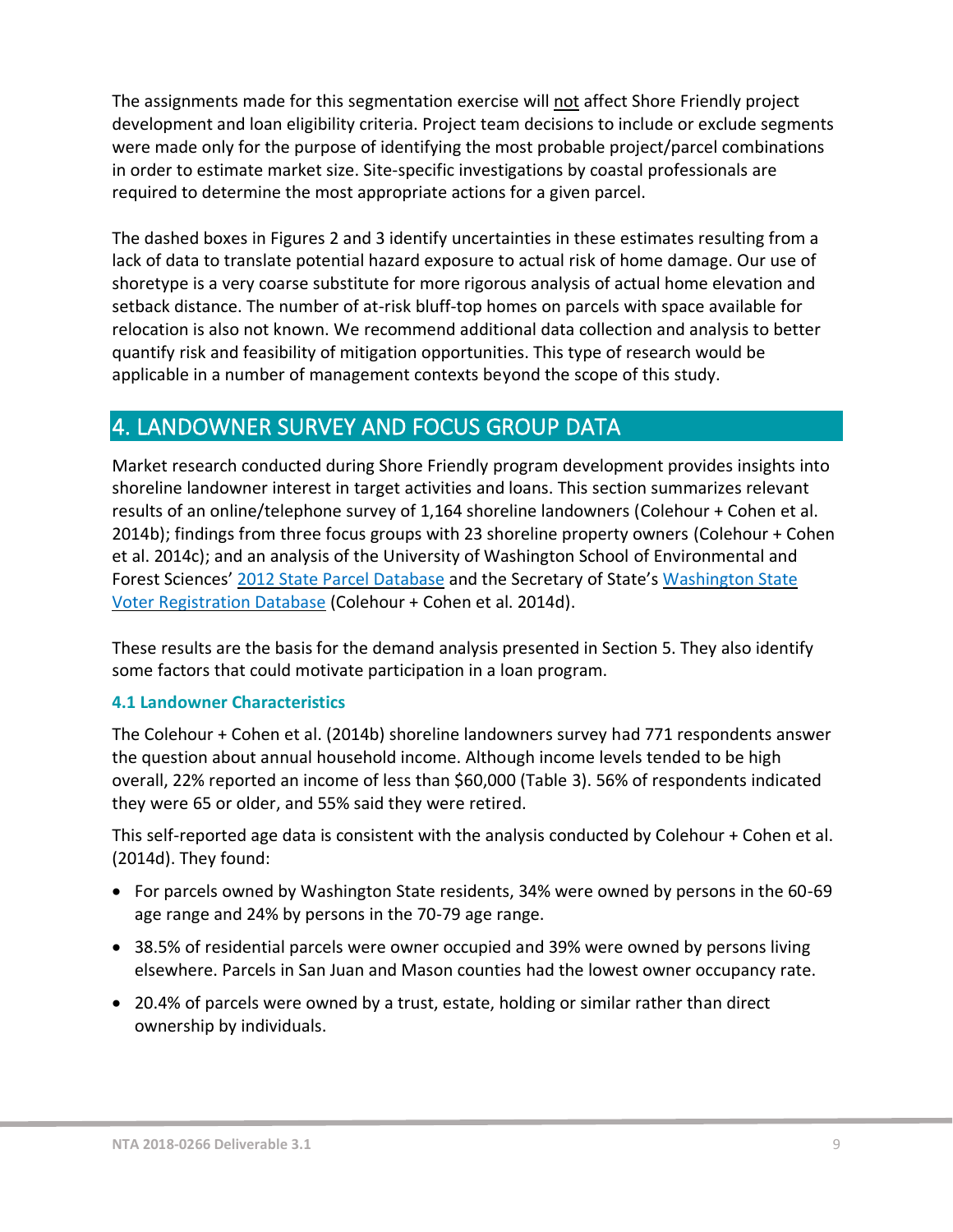The assignments made for this segmentation exercise will not affect Shore Friendly project development and loan eligibility criteria. Project team decisions to include or exclude segments were made only for the purpose of identifying the most probable project/parcel combinations in order to estimate market size. Site-specific investigations by coastal professionals are required to determine the most appropriate actions for a given parcel.

The dashed boxes in Figures 2 and 3 identify uncertainties in these estimates resulting from a lack of data to translate potential hazard exposure to actual risk of home damage. Our use of shoretype is a very coarse substitute for more rigorous analysis of actual home elevation and setback distance. The number of at-risk bluff-top homes on parcels with space available for relocation is also not known. We recommend additional data collection and analysis to better quantify risk and feasibility of mitigation opportunities. This type of research would be applicable in a number of management contexts beyond the scope of this study.

## 4. LANDOWNER SURVEY AND FOCUS GROUP DATA

Market research conducted during Shore Friendly program development provides insights into shoreline landowner interest in target activities and loans. This section summarizes relevant results of an online/telephone survey of 1,164 shoreline landowners (Colehour + Cohen et al. 2014b); findings from three focus groups with 23 shoreline property owners (Colehour + Cohen et al. 2014c); and an analysis of the University of Washington School of Environmental and Forest Sciences' 2012 State Parcel Database and the Secretary of State's Washington State Voter Registration Database (Colehour + Cohen et al. 2014d).

These results are the basis for the demand analysis presented in Section 5. They also identify some factors that could motivate participation in a loan program.

### 4.1 Landowner Characteristics

The Colehour + Cohen et al. (2014b) shoreline landowners survey had 771 respondents answer the question about annual household income. Although income levels tended to be high overall, 22% reported an income of less than $60,000 (Table 3). 56% of respondents indicated they were 65 or older, and 55% said they were retired.

This self-reported age data is consistent with the analysis conducted by Colehour + Cohen et al. (2014d). They found:

- For parcels owned by Washington State residents, 34% were owned by persons in the 60-69 age range and 24% by persons in the 70-79 age range.
- 38.5% of residential parcels were owner occupied and 39% were owned by persons living elsewhere. Parcels in San Juan and Mason counties had the lowest owner occupancy rate.
- 20.4% of parcels were owned by a trust, estate, holding or similar rather than direct ownership by individuals.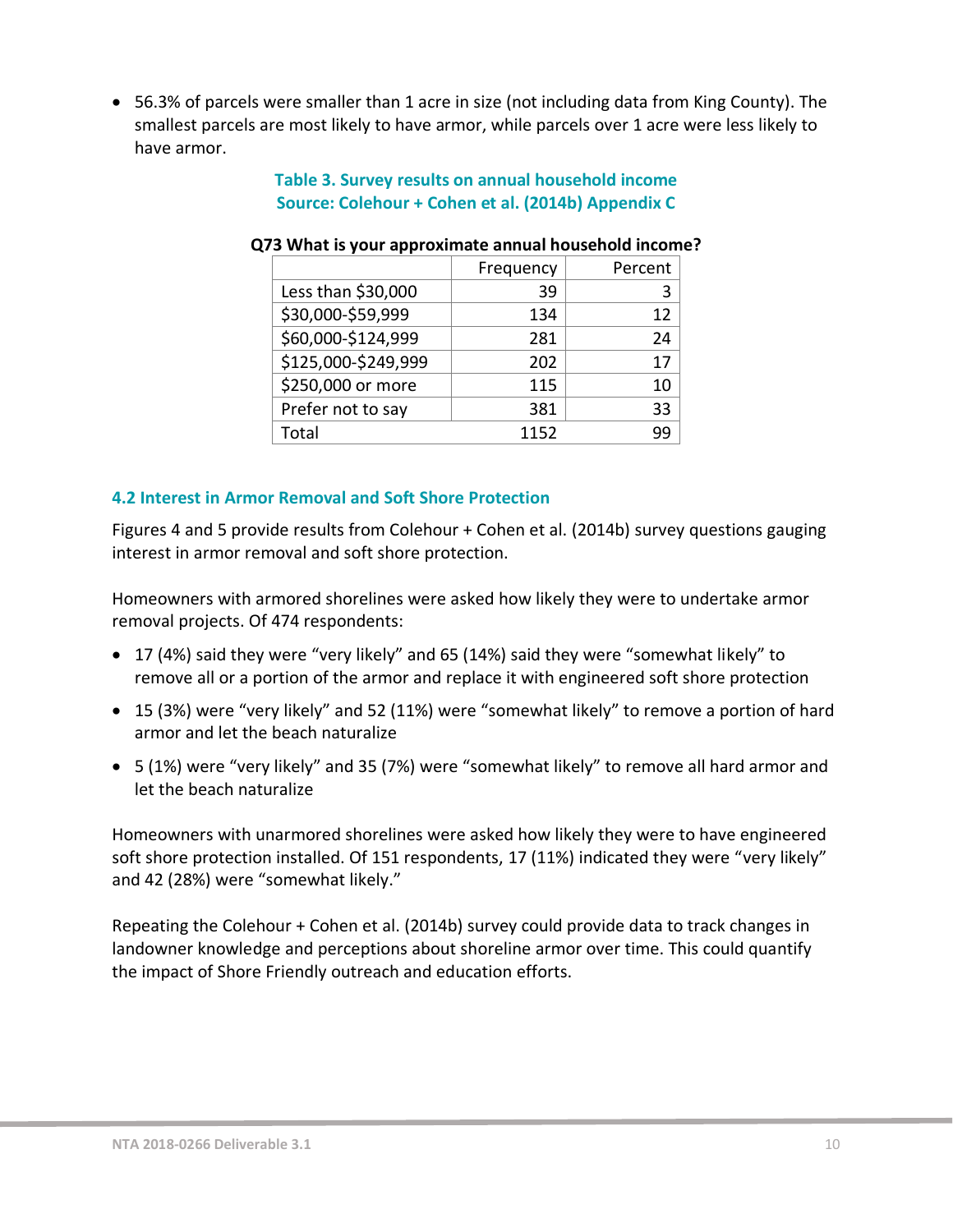- 56.3% of parcels were smaller than 1 acre in size (not including data from King County). The smallest parcels are most likely to have armor, while parcels over 1 acre were less likely to have armor.

**Table 3. Survey results on annual household income**
**Source: Colehour + Cohen et al. (2014b) Appendix C**

**Q73 What is your approximate annual household income?**

| | Frequency | Percent |
|---|---|---|
| Less than $30,000 | 39 | 3 |
| $30,000-$59,999 | 134 | 12 |
| $60,000-$124,999 | 281 | 24 |
| $125,000-$249,999 | 202 | 17 |
| $250,000 or more | 115 | 10 |
| Prefer not to say | 381 | 33 |
| Total | 1152 | 99 |

### 4.2 Interest in Armor Removal and Soft Shore Protection

Figures 4 and 5 provide results from Colehour + Cohen et al. (2014b) survey questions gauging interest in armor removal and soft shore protection.

Homeowners with armored shorelines were asked how likely they were to undertake armor removal projects. Of 474 respondents:

- 17 (4%) said they were "very likely" and 65 (14%) said they were "somewhat likely" to remove all or a portion of the armor and replace it with engineered soft shore protection
- 15 (3%) were "very likely" and 52 (11%) were "somewhat likely" to remove a portion of hard armor and let the beach naturalize
- 5 (1%) were "very likely" and 35 (7%) were "somewhat likely" to remove all hard armor and let the beach naturalize

Homeowners with unarmored shorelines were asked how likely they were to have engineered soft shore protection installed. Of 151 respondents, 17 (11%) indicated they were "very likely" and 42 (28%) were "somewhat likely."

Repeating the Colehour + Cohen et al. (2014b) survey could provide data to track changes in landowner knowledge and perceptions about shoreline armor over time. This could quantify the impact of Shore Friendly outreach and education efforts.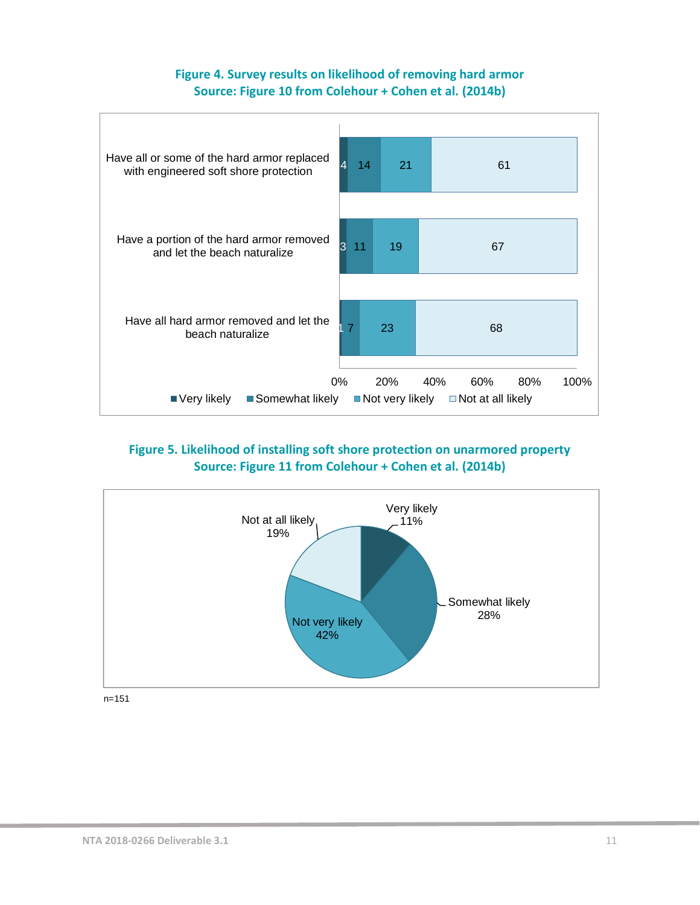**Figure 4. Survey results on likelihood of removing hard armor**
**Source: Figure 10 from Colehour + Cohen et al. (2014b)**

| | Very likely | Somewhat likely | Not very likely | Not at all likely |
|---|---|---|---|---|
| Have all or some of the hard armor replaced with engineered soft shore protection | 4 | 14 | 21 | 61 |
| Have a portion of the hard armor removed and let the beach naturalize | 3 | 11 | 19 | 67 |
| Have all hard armor removed and let the beach naturalize | 1 | 7 | 23 | 68 |

**Figure 5. Likelihood of installing soft shore protection on unarmored property**
**Source: Figure 11 from Colehour + Cohen et al. (2014b)**

| Response | Percent |
|---|---|
| Very likely | 11% |
| Somewhat likely | 28% |
| Not very likely | 42% |
| Not at all likely | 19% |

n=151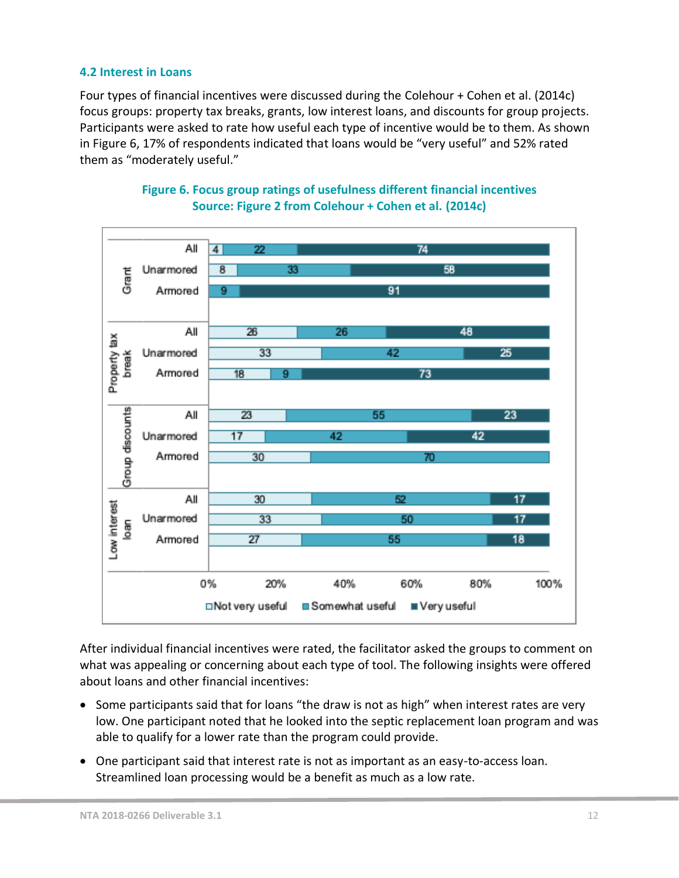### 4.2 Interest in Loans

Four types of financial incentives were discussed during the Colehour + Cohen et al. (2014c) focus groups: property tax breaks, grants, low interest loans, and discounts for group projects. Participants were asked to rate how useful each type of incentive would be to them. As shown in Figure 6, 17% of respondents indicated that loans would be "very useful" and 52% rated them as "moderately useful."

**Figure 6. Focus group ratings of usefulness different financial incentives**
**Source: Figure 2 from Colehour + Cohen et al. (2014c)**

| Incentive | Group | Not very useful | Somewhat useful | Very useful |
|---|---|---|---|---|
| Grant | All | 4 | 22 | 74 |
| | Unarmored | 8 | 33 | 58 |
| | Armored | 9 | | 91 |
| Property tax break | All | 26 | 26 | 48 |
| | Unarmored | 33 | 42 | 25 |
| | Armored | 18 | 9 | 73 |
| Group discounts | All | 23 | 55 | 23 |
| | Unarmored | 17 | 42 | 42 |
| | Armored | 30 | 70 | |
| Low interest loan | All | 30 | 52 | 17 |
| | Unarmored | 33 | 50 | 17 |
| | Armored | 27 | 55 | 18 |

After individual financial incentives were rated, the facilitator asked the groups to comment on what was appealing or concerning about each type of tool. The following insights were offered about loans and other financial incentives:

- Some participants said that for loans "the draw is not as high" when interest rates are very low. One participant noted that he looked into the septic replacement loan program and was able to qualify for a lower rate than the program could provide.
- One participant said that interest rate is not as important as an easy-to-access loan. Streamlined loan processing would be a benefit as much as a low rate.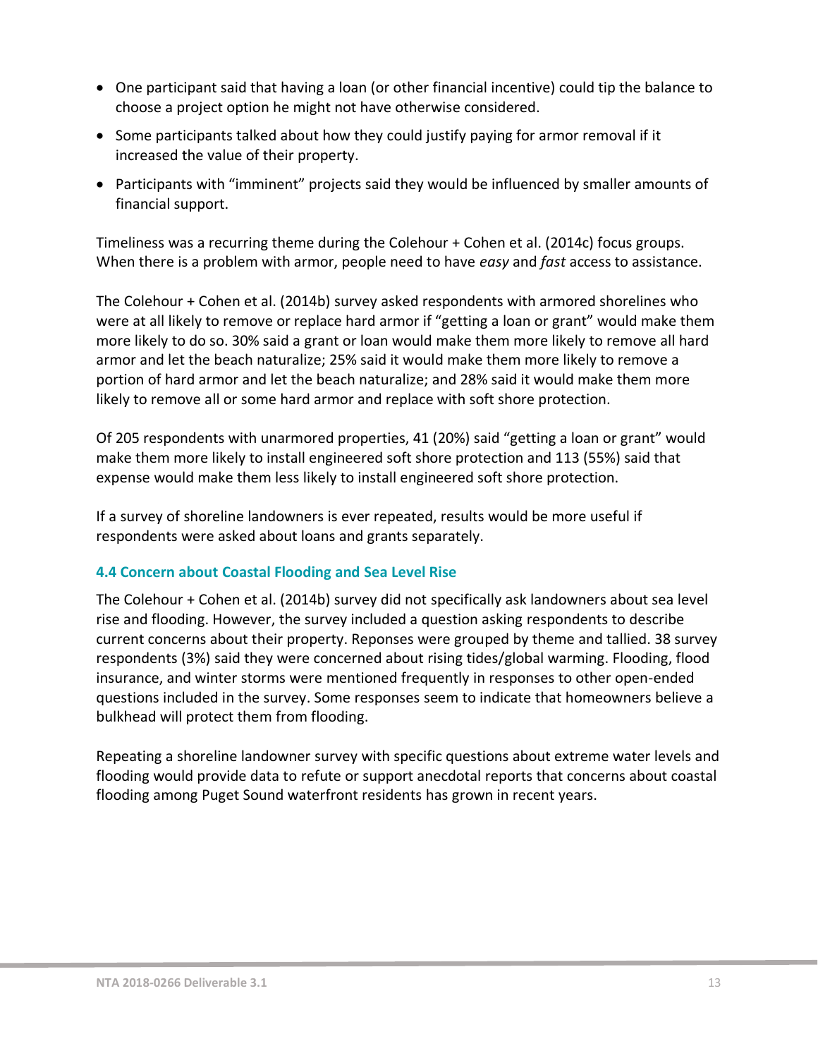- One participant said that having a loan (or other financial incentive) could tip the balance to choose a project option he might not have otherwise considered.
- Some participants talked about how they could justify paying for armor removal if it increased the value of their property.
- Participants with "imminent" projects said they would be influenced by smaller amounts of financial support.

Timeliness was a recurring theme during the Colehour + Cohen et al. (2014c) focus groups. When there is a problem with armor, people need to have *easy* and *fast* access to assistance.

The Colehour + Cohen et al. (2014b) survey asked respondents with armored shorelines who were at all likely to remove or replace hard armor if "getting a loan or grant" would make them more likely to do so. 30% said a grant or loan would make them more likely to remove all hard armor and let the beach naturalize; 25% said it would make them more likely to remove a portion of hard armor and let the beach naturalize; and 28% said it would make them more likely to remove all or some hard armor and replace with soft shore protection.

Of 205 respondents with unarmored properties, 41 (20%) said "getting a loan or grant" would make them more likely to install engineered soft shore protection and 113 (55%) said that expense would make them less likely to install engineered soft shore protection.

If a survey of shoreline landowners is ever repeated, results would be more useful if respondents were asked about loans and grants separately.

### 4.4 Concern about Coastal Flooding and Sea Level Rise

The Colehour + Cohen et al. (2014b) survey did not specifically ask landowners about sea level rise and flooding. However, the survey included a question asking respondents to describe current concerns about their property. Reponses were grouped by theme and tallied. 38 survey respondents (3%) said they were concerned about rising tides/global warming. Flooding, flood insurance, and winter storms were mentioned frequently in responses to other open-ended questions included in the survey. Some responses seem to indicate that homeowners believe a bulkhead will protect them from flooding.

Repeating a shoreline landowner survey with specific questions about extreme water levels and flooding would provide data to refute or support anecdotal reports that concerns about coastal flooding among Puget Sound waterfront residents has grown in recent years.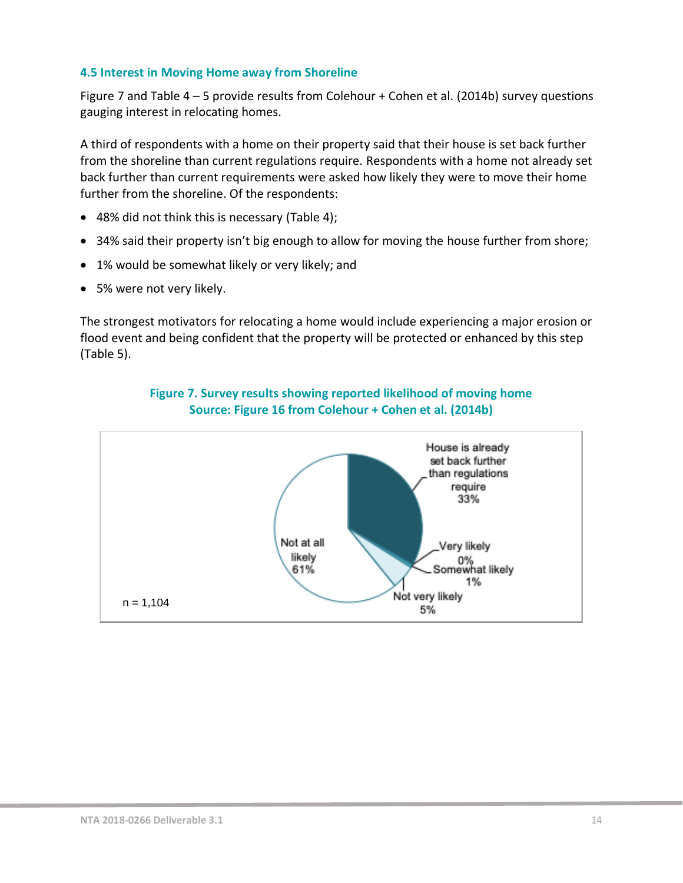### 4.5 Interest in Moving Home away from Shoreline

Figure 7 and Table 4 – 5 provide results from Colehour + Cohen et al. (2014b) survey questions gauging interest in relocating homes.

A third of respondents with a home on their property said that their house is set back further from the shoreline than current regulations require. Respondents with a home not already set back further than current requirements were asked how likely they were to move their home further from the shoreline. Of the respondents:

- 48% did not think this is necessary (Table 4);
- 34% said their property isn't big enough to allow for moving the house further from shore;
- 1% would be somewhat likely or very likely; and
- 5% were not very likely.

The strongest motivators for relocating a home would include experiencing a major erosion or flood event and being confident that the property will be protected or enhanced by this step (Table 5).

**Figure 7. Survey results showing reported likelihood of moving home**
**Source: Figure 16 from Colehour + Cohen et al. (2014b)**

| Response | Percent |
|---|---|
| House is already set back further than regulations require | 33% |
| Very likely | 0% |
| Somewhat likely | 1% |
| Not very likely | 5% |
| Not at all likely | 61% |

n = 1,104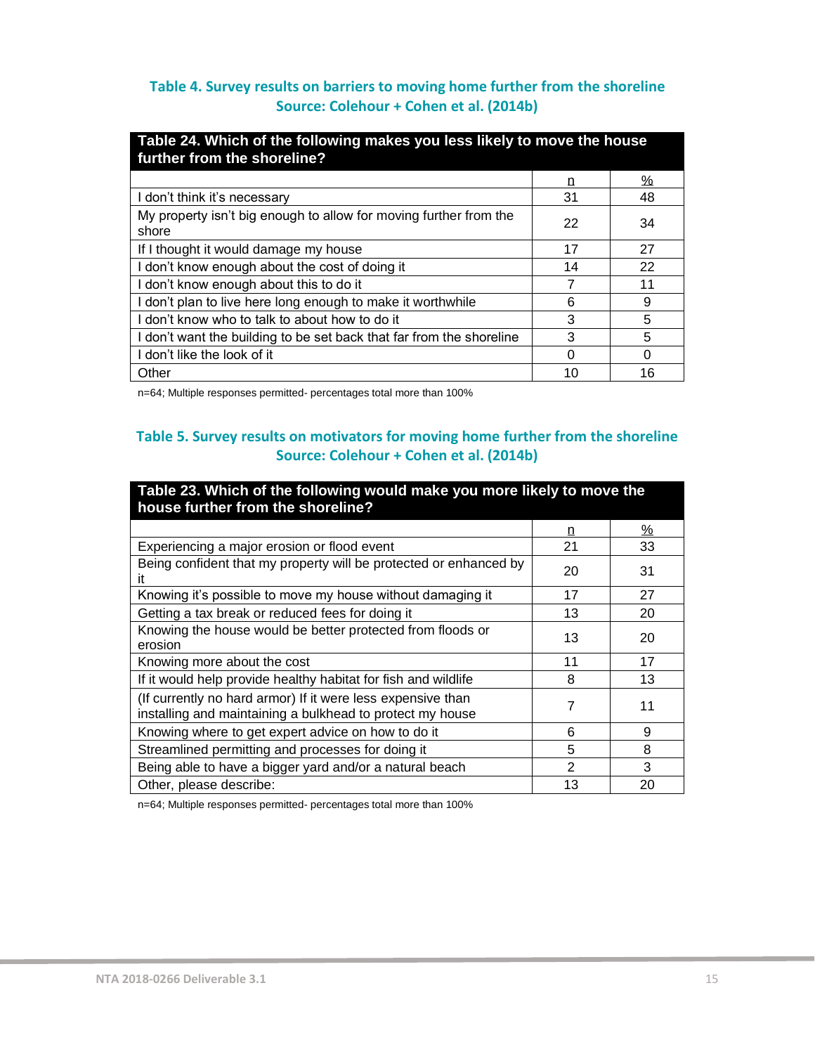### Table 4. Survey results on barriers to moving home further from the shoreline
### Source: Colehour + Cohen et al. (2014b)

| Table 24. Which of the following makes you less likely to move the house further from the shoreline? | | |
|---|---|---|
| | n | % |
| I don't think it's necessary | 31 | 48 |
| My property isn't big enough to allow for moving further from the shore | 22 | 34 |
| If I thought it would damage my house | 17 | 27 |
| I don't know enough about the cost of doing it | 14 | 22 |
| I don't know enough about this to do it | 7 | 11 |
| I don't plan to live here long enough to make it worthwhile | 6 | 9 |
| I don't know who to talk to about how to do it | 3 | 5 |
| I don't want the building to be set back that far from the shoreline | 3 | 5 |
| I don't like the look of it | 0 | 0 |
| Other | 10 | 16 |

n=64; Multiple responses permitted- percentages total more than 100%

### Table 5. Survey results on motivators for moving home further from the shoreline
### Source: Colehour + Cohen et al. (2014b)

| Table 23. Which of the following would make you more likely to move the house further from the shoreline? | | |
|---|---|---|
| | n | % |
| Experiencing a major erosion or flood event | 21 | 33 |
| Being confident that my property will be protected or enhanced by it | 20 | 31 |
| Knowing it's possible to move my house without damaging it | 17 | 27 |
| Getting a tax break or reduced fees for doing it | 13 | 20 |
| Knowing the house would be better protected from floods or erosion | 13 | 20 |
| Knowing more about the cost | 11 | 17 |
| If it would help provide healthy habitat for fish and wildlife | 8 | 13 |
| (If currently no hard armor) If it were less expensive than installing and maintaining a bulkhead to protect my house | 7 | 11 |
| Knowing where to get expert advice on how to do it | 6 | 9 |
| Streamlined permitting and processes for doing it | 5 | 8 |
| Being able to have a bigger yard and/or a natural beach | 2 | 3 |
| Other, please describe: | 13 | 20 |

n=64; Multiple responses permitted- percentages total more than 100%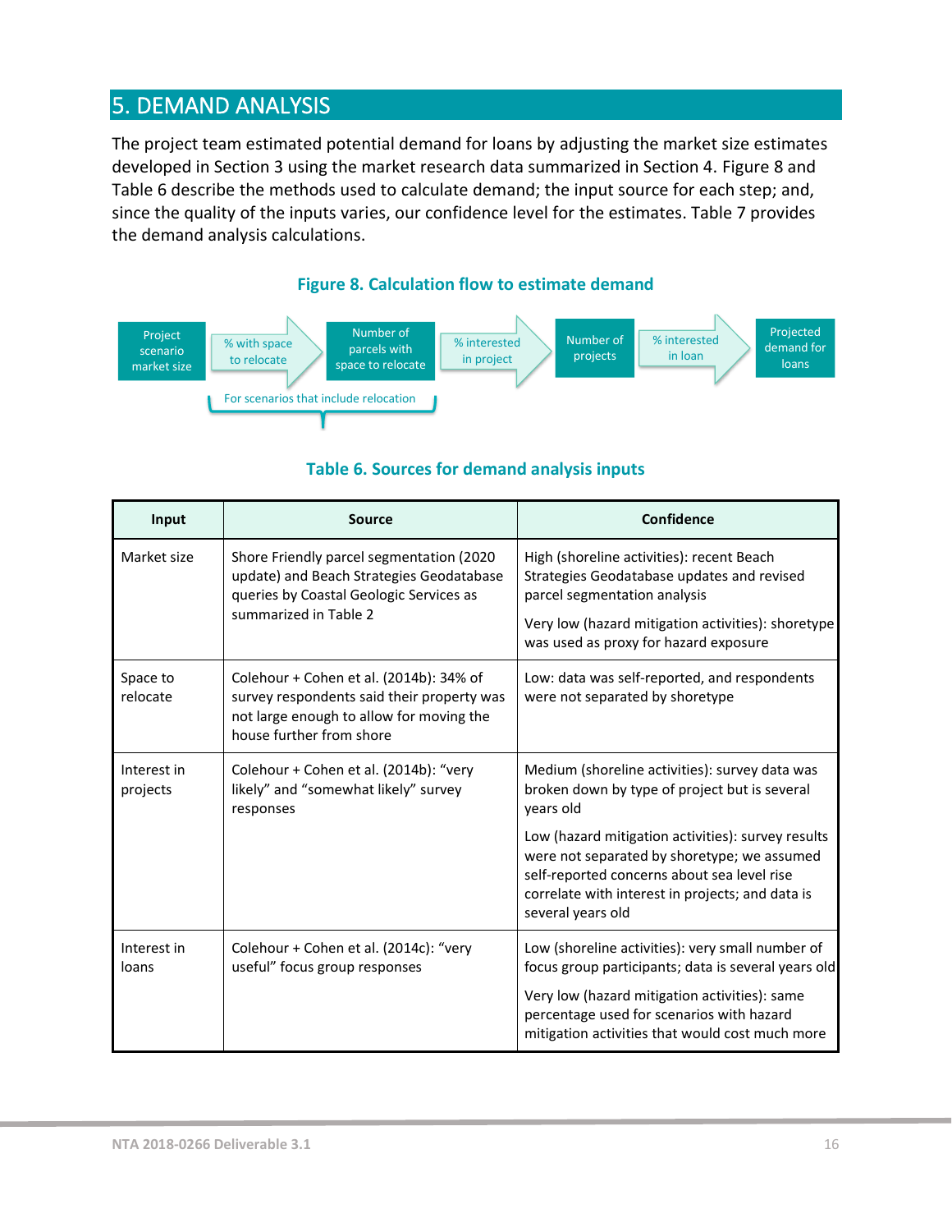# 5. DEMAND ANALYSIS

The project team estimated potential demand for loans by adjusting the market size estimates developed in Section 3 using the market research data summarized in Section 4. Figure 8 and Table 6 describe the methods used to calculate demand; the input source for each step; and, since the quality of the inputs varies, our confidence level for the estimates. Table 7 provides the demand analysis calculations.

**Figure 8. Calculation flow to estimate demand**

Project scenario market size → % with space to relocate → Number of parcels with space to relocate → % interested in project → Number of projects → % interested in loan → Projected demand for loans

For scenarios that include relocation

**Table 6. Sources for demand analysis inputs**

| Input | Source | Confidence |
|---|---|---|
| Market size | Shore Friendly parcel segmentation (2020 update) and Beach Strategies Geodatabase queries by Coastal Geologic Services as summarized in Table 2 | High (shoreline activities): recent Beach Strategies Geodatabase updates and revised parcel segmentation analysis<br><br>Very low (hazard mitigation activities): shoretype was used as proxy for hazard exposure |
| Space to relocate | Colehour + Cohen et al. (2014b): 34% of survey respondents said their property was not large enough to allow for moving the house further from shore | Low: data was self-reported, and respondents were not separated by shoretype |
| Interest in projects | Colehour + Cohen et al. (2014b): "very likely" and "somewhat likely" survey responses | Medium (shoreline activities): survey data was broken down by type of project but is several years old<br><br>Low (hazard mitigation activities): survey results were not separated by shoretype; we assumed self-reported concerns about sea level rise correlate with interest in projects; and data is several years old |
| Interest in loans | Colehour + Cohen et al. (2014c): "very useful" focus group responses | Low (shoreline activities): very small number of focus group participants; data is several years old<br><br>Very low (hazard mitigation activities): same percentage used for scenarios with hazard mitigation activities that would cost much more |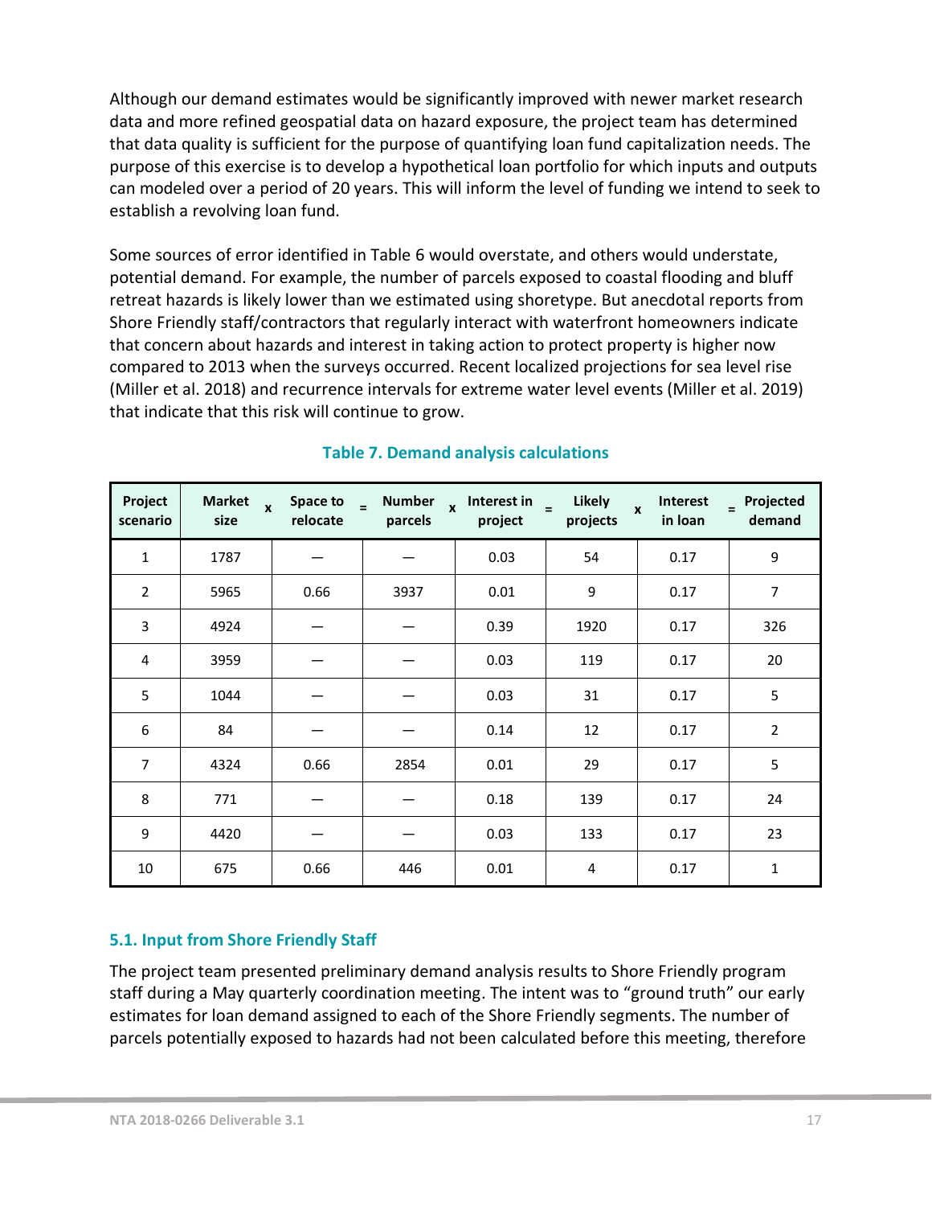Although our demand estimates would be significantly improved with newer market research data and more refined geospatial data on hazard exposure, the project team has determined that data quality is sufficient for the purpose of quantifying loan fund capitalization needs. The purpose of this exercise is to develop a hypothetical loan portfolio for which inputs and outputs can modeled over a period of 20 years. This will inform the level of funding we intend to seek to establish a revolving loan fund.

Some sources of error identified in Table 6 would overstate, and others would understate, potential demand. For example, the number of parcels exposed to coastal flooding and bluff retreat hazards is likely lower than we estimated using shoretype. But anecdotal reports from Shore Friendly staff/contractors that regularly interact with waterfront homeowners indicate that concern about hazards and interest in taking action to protect property is higher now compared to 2013 when the surveys occurred. Recent localized projections for sea level rise (Miller et al. 2018) and recurrence intervals for extreme water level events (Miller et al. 2019) that indicate that this risk will continue to grow.

**Table 7. Demand analysis calculations**

| Project scenario | Market size x | Space to relocate = | Number parcels x | Interest in project = | Likely projects x | Interest in loan = | Projected demand |
|---|---|---|---|---|---|---|---|
| 1 | 1787 | — | — | 0.03 | 54 | 0.17 | 9 |
| 2 | 5965 | 0.66 | 3937 | 0.01 | 9 | 0.17 | 7 |
| 3 | 4924 | — | — | 0.39 | 1920 | 0.17 | 326 |
| 4 | 3959 | — | — | 0.03 | 119 | 0.17 | 20 |
| 5 | 1044 | — | — | 0.03 | 31 | 0.17 | 5 |
| 6 | 84 | — | — | 0.14 | 12 | 0.17 | 2 |
| 7 | 4324 | 0.66 | 2854 | 0.01 | 29 | 0.17 | 5 |
| 8 | 771 | — | — | 0.18 | 139 | 0.17 | 24 |
| 9 | 4420 | — | — | 0.03 | 133 | 0.17 | 23 |
| 10 | 675 | 0.66 | 446 | 0.01 | 4 | 0.17 | 1 |

### 5.1. Input from Shore Friendly Staff

The project team presented preliminary demand analysis results to Shore Friendly program staff during a May quarterly coordination meeting. The intent was to "ground truth" our early estimates for loan demand assigned to each of the Shore Friendly segments. The number of parcels potentially exposed to hazards had not been calculated before this meeting, therefore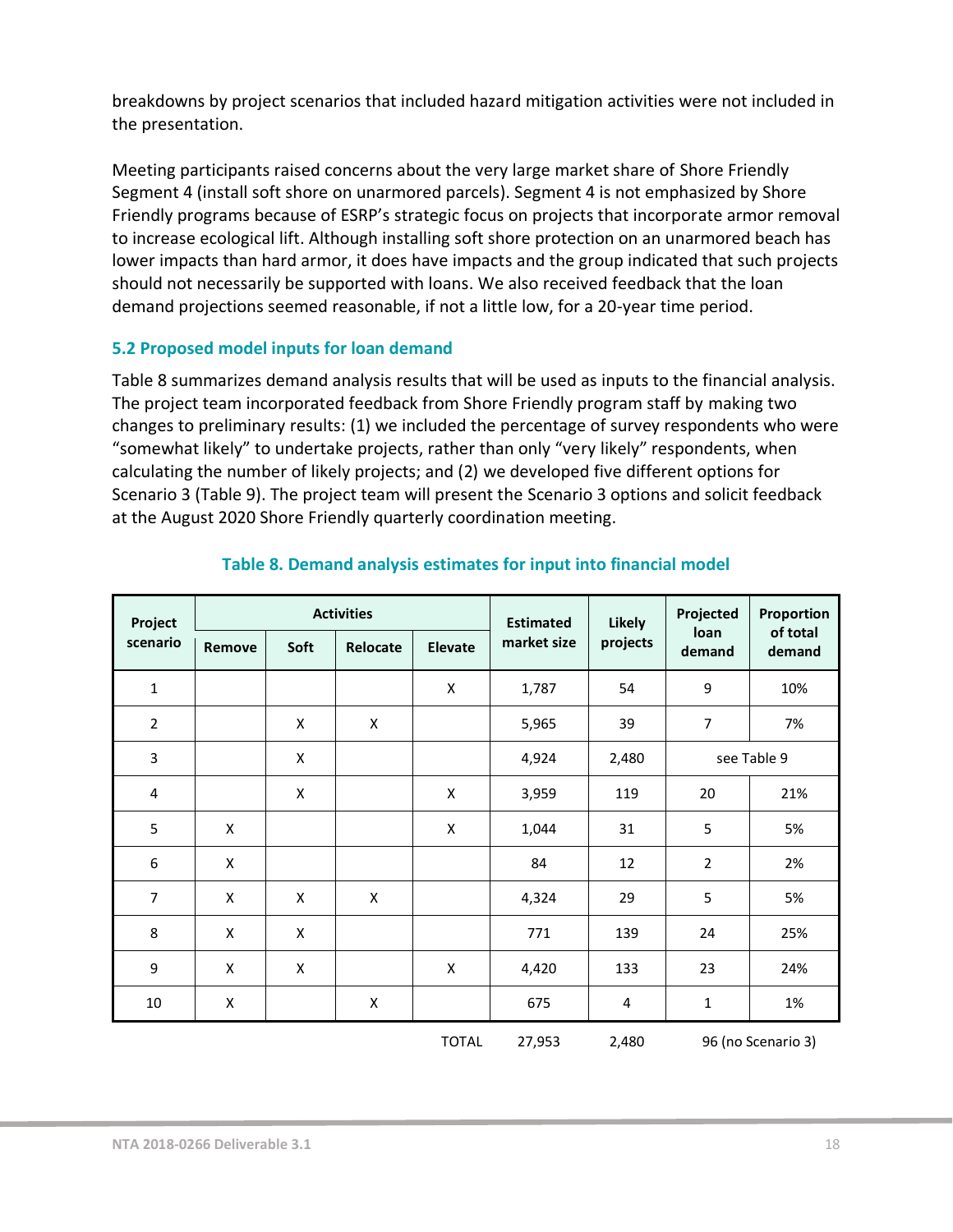breakdowns by project scenarios that included hazard mitigation activities were not included in the presentation.

Meeting participants raised concerns about the very large market share of Shore Friendly Segment 4 (install soft shore on unarmored parcels). Segment 4 is not emphasized by Shore Friendly programs because of ESRP's strategic focus on projects that incorporate armor removal to increase ecological lift. Although installing soft shore protection on an unarmored beach has lower impacts than hard armor, it does have impacts and the group indicated that such projects should not necessarily be supported with loans. We also received feedback that the loan demand projections seemed reasonable, if not a little low, for a 20-year time period.

### 5.2 Proposed model inputs for loan demand

Table 8 summarizes demand analysis results that will be used as inputs to the financial analysis. The project team incorporated feedback from Shore Friendly program staff by making two changes to preliminary results: (1) we included the percentage of survey respondents who were "somewhat likely" to undertake projects, rather than only "very likely" respondents, when calculating the number of likely projects; and (2) we developed five different options for Scenario 3 (Table 9). The project team will present the Scenario 3 options and solicit feedback at the August 2020 Shore Friendly quarterly coordination meeting.

**Table 8. Demand analysis estimates for input into financial model**

| Project scenario | Activities | | | | Estimated market size | Likely projects | Projected loan demand | Proportion of total demand |
|---|---|---|---|---|---|---|---|---|
| | Remove | Soft | Relocate | Elevate | | | | |
| 1 | | | | X | 1,787 | 54 | 9 | 10% |
| 2 | | X | X | | 5,965 | 39 | 7 | 7% |
| 3 | | X | | | 4,924 | 2,480 | see Table 9 | |
| 4 | | X | | X | 3,959 | 119 | 20 | 21% |
| 5 | X | | | X | 1,044 | 31 | 5 | 5% |
| 6 | X | | | | 84 | 12 | 2 | 2% |
| 7 | X | X | X | | 4,324 | 29 | 5 | 5% |
| 8 | X | X | | | 771 | 139 | 24 | 25% |
| 9 | X | X | | X | 4,420 | 133 | 23 | 24% |
| 10 | X | | X | | 675 | 4 | 1 | 1% |
| | | | | TOTAL | 27,953 | 2,480 | 96 (no Scenario 3) | |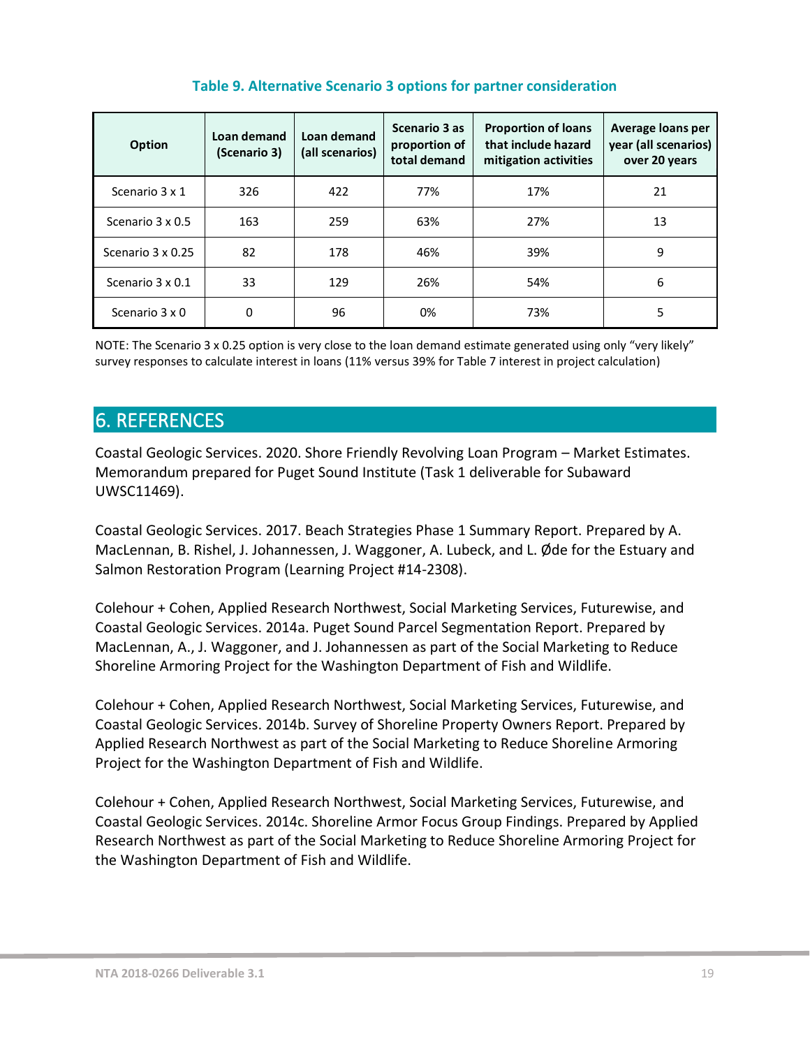**Table 9. Alternative Scenario 3 options for partner consideration**

| Option | Loan demand (Scenario 3) | Loan demand (all scenarios) | Scenario 3 as proportion of total demand | Proportion of loans that include hazard mitigation activities | Average loans per year (all scenarios) over 20 years |
|---|---|---|---|---|---|
| Scenario 3 x 1 | 326 | 422 | 77% | 17% | 21 |
| Scenario 3 x 0.5 | 163 | 259 | 63% | 27% | 13 |
| Scenario 3 x 0.25 | 82 | 178 | 46% | 39% | 9 |
| Scenario 3 x 0.1 | 33 | 129 | 26% | 54% | 6 |
| Scenario 3 x 0 | 0 | 96 | 0% | 73% | 5 |

NOTE: The Scenario 3 x 0.25 option is very close to the loan demand estimate generated using only "very likely" survey responses to calculate interest in loans (11% versus 39% for Table 7 interest in project calculation)

## 6. REFERENCES

Coastal Geologic Services. 2020. Shore Friendly Revolving Loan Program – Market Estimates. Memorandum prepared for Puget Sound Institute (Task 1 deliverable for Subaward UWSC11469).

Coastal Geologic Services. 2017. Beach Strategies Phase 1 Summary Report. Prepared by A. MacLennan, B. Rishel, J. Johannessen, J. Waggoner, A. Lubeck, and L. Øde for the Estuary and Salmon Restoration Program (Learning Project #14-2308).

Colehour + Cohen, Applied Research Northwest, Social Marketing Services, Futurewise, and Coastal Geologic Services. 2014a. Puget Sound Parcel Segmentation Report. Prepared by MacLennan, A., J. Waggoner, and J. Johannessen as part of the Social Marketing to Reduce Shoreline Armoring Project for the Washington Department of Fish and Wildlife.

Colehour + Cohen, Applied Research Northwest, Social Marketing Services, Futurewise, and Coastal Geologic Services. 2014b. Survey of Shoreline Property Owners Report. Prepared by Applied Research Northwest as part of the Social Marketing to Reduce Shoreline Armoring Project for the Washington Department of Fish and Wildlife.

Colehour + Cohen, Applied Research Northwest, Social Marketing Services, Futurewise, and Coastal Geologic Services. 2014c. Shoreline Armor Focus Group Findings. Prepared by Applied Research Northwest as part of the Social Marketing to Reduce Shoreline Armoring Project for the Washington Department of Fish and Wildlife.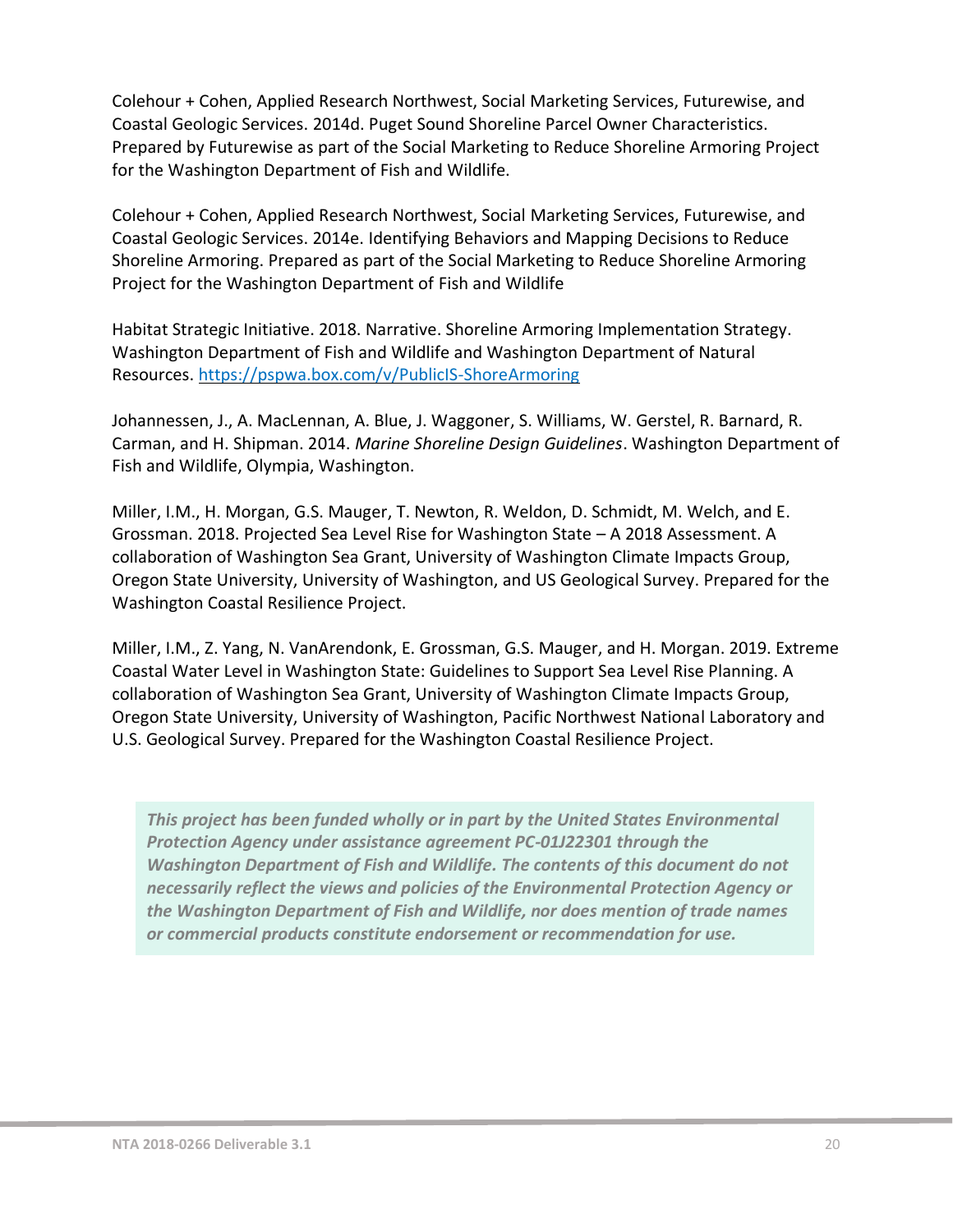Colehour + Cohen, Applied Research Northwest, Social Marketing Services, Futurewise, and Coastal Geologic Services. 2014d. Puget Sound Shoreline Parcel Owner Characteristics. Prepared by Futurewise as part of the Social Marketing to Reduce Shoreline Armoring Project for the Washington Department of Fish and Wildlife.

Colehour + Cohen, Applied Research Northwest, Social Marketing Services, Futurewise, and Coastal Geologic Services. 2014e. Identifying Behaviors and Mapping Decisions to Reduce Shoreline Armoring. Prepared as part of the Social Marketing to Reduce Shoreline Armoring Project for the Washington Department of Fish and Wildlife

Habitat Strategic Initiative. 2018. Narrative. Shoreline Armoring Implementation Strategy. Washington Department of Fish and Wildlife and Washington Department of Natural Resources. [https://pspwa.box.com/v/PublicIS-ShoreArmoring](https://pspwa.box.com/v/PublicIS-ShoreArmoring)

Johannessen, J., A. MacLennan, A. Blue, J. Waggoner, S. Williams, W. Gerstel, R. Barnard, R. Carman, and H. Shipman. 2014. *Marine Shoreline Design Guidelines*. Washington Department of Fish and Wildlife, Olympia, Washington.

Miller, I.M., H. Morgan, G.S. Mauger, T. Newton, R. Weldon, D. Schmidt, M. Welch, and E. Grossman. 2018. Projected Sea Level Rise for Washington State – A 2018 Assessment. A collaboration of Washington Sea Grant, University of Washington Climate Impacts Group, Oregon State University, University of Washington, and US Geological Survey. Prepared for the Washington Coastal Resilience Project.

Miller, I.M., Z. Yang, N. VanArendonk, E. Grossman, G.S. Mauger, and H. Morgan. 2019. Extreme Coastal Water Level in Washington State: Guidelines to Support Sea Level Rise Planning. A collaboration of Washington Sea Grant, University of Washington Climate Impacts Group, Oregon State University, University of Washington, Pacific Northwest National Laboratory and U.S. Geological Survey. Prepared for the Washington Coastal Resilience Project.

***This project has been funded wholly or in part by the United States Environmental Protection Agency under assistance agreement PC-01J22301 through the Washington Department of Fish and Wildlife. The contents of this document do not necessarily reflect the views and policies of the Environmental Protection Agency or the Washington Department of Fish and Wildlife, nor does mention of trade names or commercial products constitute endorsement or recommendation for use.***